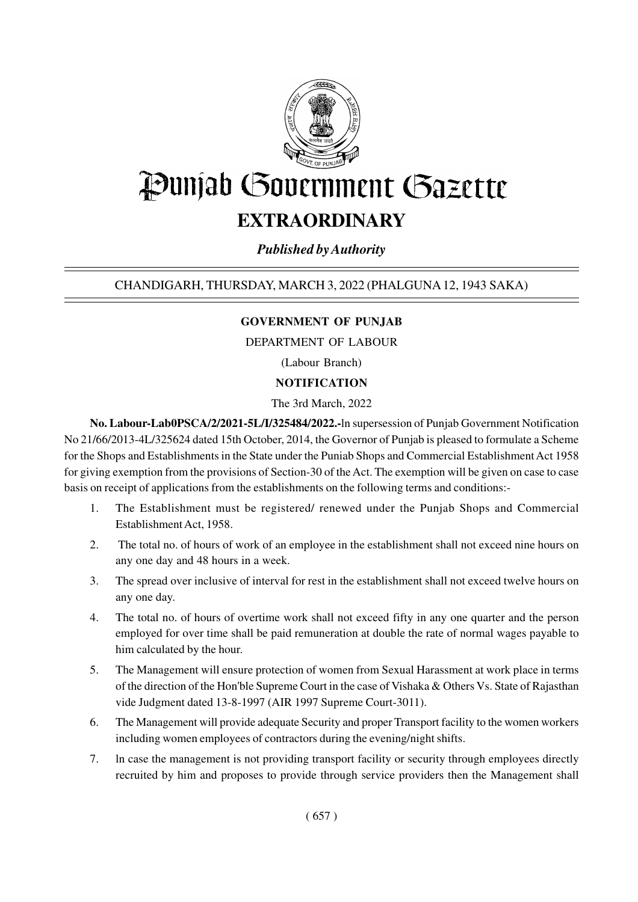# Punjab Government Gazette

## EXTRAORDINARY

*Published by Authority*

CHANDIGARH, THURSDAY, MARCH 3, 2022 (PHALGUNA 12, 1943 SAKA)

**GOVERNMENT OF PUNJAB**

DEPARTMENT OF LABOUR

(Labour Branch)

**NOTIFICATION**

The 3rd March, 2022

**No. Labour-Lab0PSCA/2/2021-5L/I/325484/2022.-**In supersession of Punjab Government Notification No 21/66/2013-4L/325624 dated 15th October, 2014, the Governor of Punjab is pleased to formulate a Scheme for the Shops and Establishments in the State under the Puniab Shops and Commercial Establishment Act 1958 for giving exemption from the provisions of Section-30 of the Act. The exemption will be given on case to case basis on receipt of applications from the establishments on the following terms and conditions:-

1. The Establishment must be registered/ renewed under the Punjab Shops and Commercial Establishment Act, 1958.
2. The total no. of hours of work of an employee in the establishment shall not exceed nine hours on any one day and 48 hours in a week.
3. The spread over inclusive of interval for rest in the establishment shall not exceed twelve hours on any one day.
4. The total no. of hours of overtime work shall not exceed fifty in any one quarter and the person employed for over time shall be paid remuneration at double the rate of normal wages payable to him calculated by the hour.
5. The Management will ensure protection of women from Sexual Harassment at work place in terms of the direction of the Hon'ble Supreme Court in the case of Vishaka & Others Vs. State of Rajasthan vide Judgment dated 13-8-1997 (AIR 1997 Supreme Court-3011).
6. The Management will provide adequate Security and proper Transport facility to the women workers including women employees of contractors during the evening/night shifts.
7. In case the management is not providing transport facility or security through employees directly recruited by him and proposes to provide through service providers then the Management shall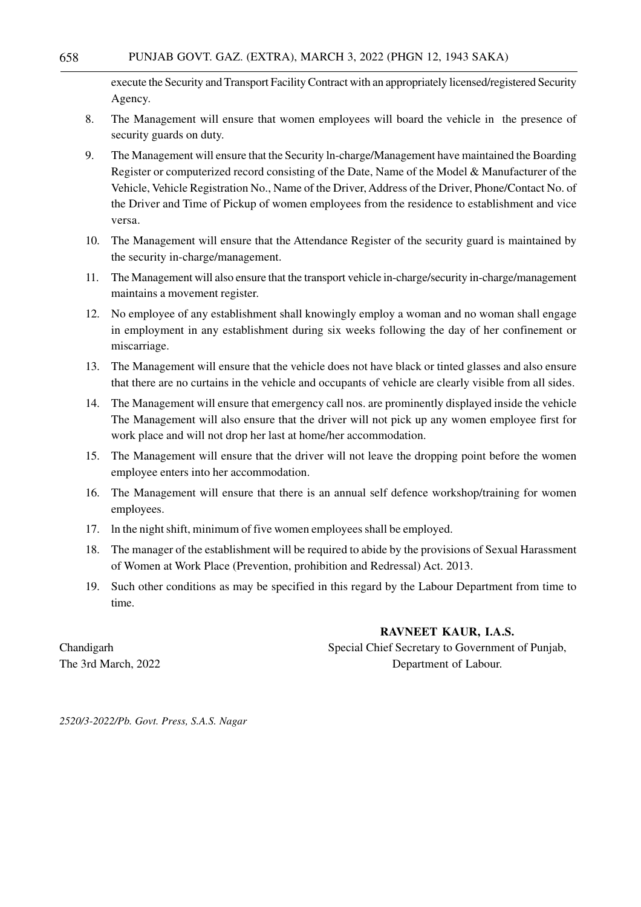execute the Security and Transport Facility Contract with an appropriately licensed/registered Security Agency.

8. The Management will ensure that women employees will board the vehicle in the presence of security guards on duty.

9. The Management will ensure that the Security ln-charge/Management have maintained the Boarding Register or computerized record consisting of the Date, Name of the Model & Manufacturer of the Vehicle, Vehicle Registration No., Name of the Driver, Address of the Driver, Phone/Contact No. of the Driver and Time of Pickup of women employees from the residence to establishment and vice versa.

10. The Management will ensure that the Attendance Register of the security guard is maintained by the security in-charge/management.

11. The Management will also ensure that the transport vehicle in-charge/security in-charge/management maintains a movement register.

12. No employee of any establishment shall knowingly employ a woman and no woman shall engage in employment in any establishment during six weeks following the day of her confinement or miscarriage.

13. The Management will ensure that the vehicle does not have black or tinted glasses and also ensure that there are no curtains in the vehicle and occupants of vehicle are clearly visible from all sides.

14. The Management will ensure that emergency call nos. are prominently displayed inside the vehicle The Management will also ensure that the driver will not pick up any women employee first for work place and will not drop her last at home/her accommodation.

15. The Management will ensure that the driver will not leave the dropping point before the women employee enters into her accommodation.

16. The Management will ensure that there is an annual self defence workshop/training for women employees.

17. ln the night shift, minimum of five women employees shall be employed.

18. The manager of the establishment will be required to abide by the provisions of Sexual Harassment of Women at Work Place (Prevention, prohibition and Redressal) Act. 2013.

19. Such other conditions as may be specified in this regard by the Labour Department from time to time.

**RAVNEET KAUR, I.A.S.**
Special Chief Secretary to Government of Punjab,
Department of Labour.

Chandigarh
The 3rd March, 2022

*2520/3-2022/Pb. Govt. Press, S.A.S. Nagar*